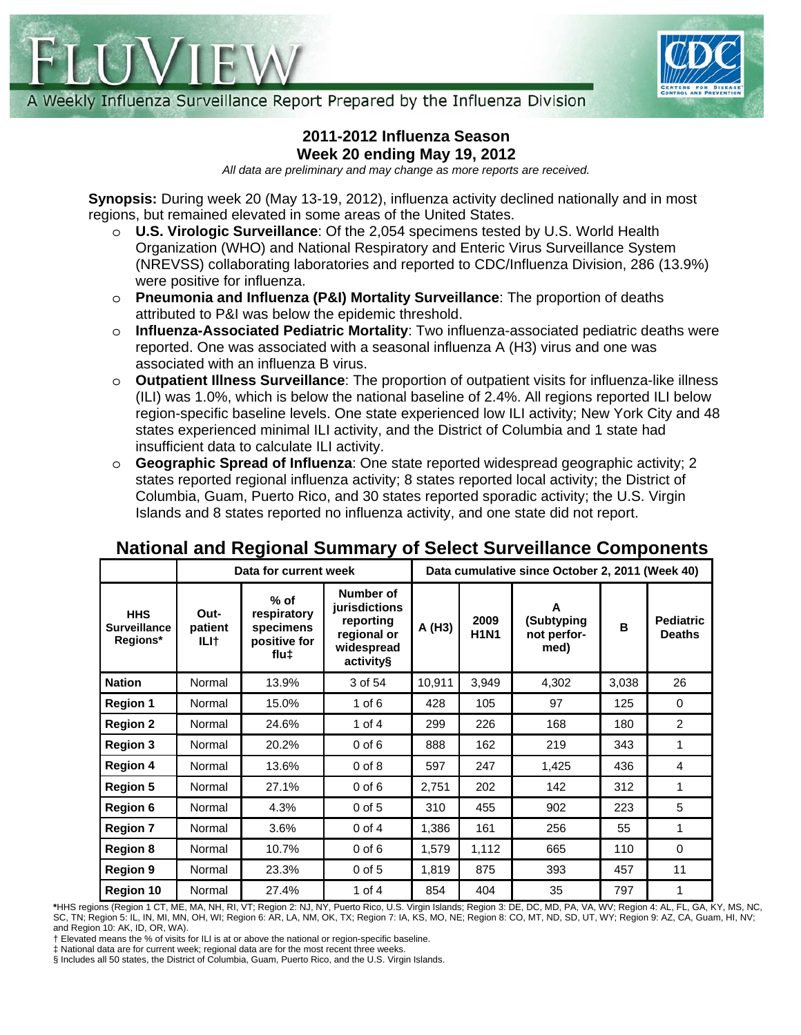# FLUVIEW

A Weekly Influenza Surveillance Report Prepared by the Influenza Division

## 2011-2012 Influenza Season
## Week 20 ending May 19, 2012

*All data are preliminary and may change as more reports are received.*

**Synopsis:** During week 20 (May 13-19, 2012), influenza activity declined nationally and in most regions, but remained elevated in some areas of the United States.

- **U.S. Virologic Surveillance**: Of the 2,054 specimens tested by U.S. World Health Organization (WHO) and National Respiratory and Enteric Virus Surveillance System (NREVSS) collaborating laboratories and reported to CDC/Influenza Division, 286 (13.9%) were positive for influenza.
- **Pneumonia and Influenza (P&I) Mortality Surveillance**: The proportion of deaths attributed to P&I was below the epidemic threshold.
- **Influenza-Associated Pediatric Mortality**: Two influenza-associated pediatric deaths were reported. One was associated with a seasonal influenza A (H3) virus and one was associated with an influenza B virus.
- **Outpatient Illness Surveillance**: The proportion of outpatient visits for influenza-like illness (ILI) was 1.0%, which is below the national baseline of 2.4%. All regions reported ILI below region-specific baseline levels. One state experienced low ILI activity; New York City and 48 states experienced minimal ILI activity, and the District of Columbia and 1 state had insufficient data to calculate ILI activity.
- **Geographic Spread of Influenza**: One state reported widespread geographic activity; 2 states reported regional influenza activity; 8 states reported local activity; the District of Columbia, Guam, Puerto Rico, and 30 states reported sporadic activity; the U.S. Virgin Islands and 8 states reported no influenza activity, and one state did not report.

## National and Regional Summary of Select Surveillance Components

| | Data for current week | | | Data cumulative since October 2, 2011 (Week 40) | | | | |
|---|---|---|---|---|---|---|---|---|
| **HHS Surveillance Regions*** | **Out-patient ILI†** | **% of respiratory specimens positive for flu‡** | **Number of jurisdictions reporting regional or widespread activity§** | **A (H3)** | **2009 H1N1** | **A (Subtyping not performed)** | **B** | **Pediatric Deaths** |
| **Nation** | Normal | 13.9% | 3 of 54 | 10,911 | 3,949 | 4,302 | 3,038 | 26 |
| **Region 1** | Normal | 15.0% | 1 of 6 | 428 | 105 | 97 | 125 | 0 |
| **Region 2** | Normal | 24.6% | 1 of 4 | 299 | 226 | 168 | 180 | 2 |
| **Region 3** | Normal | 20.2% | 0 of 6 | 888 | 162 | 219 | 343 | 1 |
| **Region 4** | Normal | 13.6% | 0 of 8 | 597 | 247 | 1,425 | 436 | 4 |
| **Region 5** | Normal | 27.1% | 0 of 6 | 2,751 | 202 | 142 | 312 | 1 |
| **Region 6** | Normal | 4.3% | 0 of 5 | 310 | 455 | 902 | 223 | 5 |
| **Region 7** | Normal | 3.6% | 0 of 4 | 1,386 | 161 | 256 | 55 | 1 |
| **Region 8** | Normal | 10.7% | 0 of 6 | 1,579 | 1,112 | 665 | 110 | 0 |
| **Region 9** | Normal | 23.3% | 0 of 5 | 1,819 | 875 | 393 | 457 | 11 |
| **Region 10** | Normal | 27.4% | 1 of 4 | 854 | 404 | 35 | 797 | 1 |

***HHS regions** (Region 1 CT, ME, MA, NH, RI, VT; Region 2: NJ, NY, Puerto Rico, U.S. Virgin Islands; Region 3: DE, DC, MD, PA, VA, WV; Region 4: AL, FL, GA, KY, MS, NC, SC, TN; Region 5: IL, IN, MI, MN, OH, WI; Region 6: AR, LA, NM, OK, TX; Region 7: IA, KS, MO, NE; Region 8: CO, MT, ND, SD, UT, WY; Region 9: AZ, CA, Guam, HI, NV; and Region 10: AK, ID, OR, WA).

† Elevated means the % of visits for ILI is at or above the national or region-specific baseline.

‡ National data are for current week; regional data are for the most recent three weeks.

§ Includes all 50 states, the District of Columbia, Guam, Puerto Rico, and the U.S. Virgin Islands.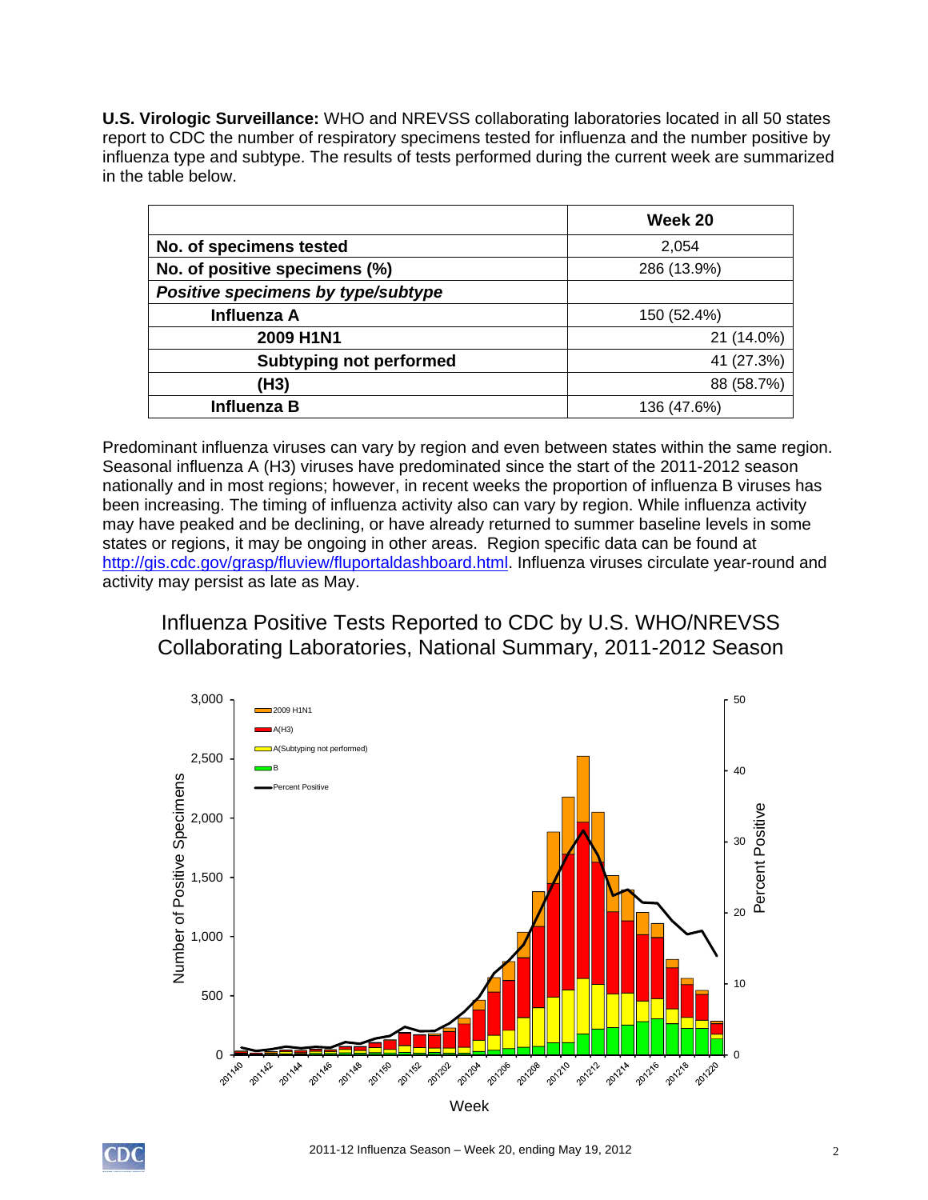**U.S. Virologic Surveillance:** WHO and NREVSS collaborating laboratories located in all 50 states report to CDC the number of respiratory specimens tested for influenza and the number positive by influenza type and subtype. The results of tests performed during the current week are summarized in the table below.

| | Week 20 |
|---|---|
| **No. of specimens tested** | 2,054 |
| **No. of positive specimens (%)** | 286 (13.9%) |
| ***Positive specimens by type/subtype*** | |
| **Influenza A** | 150 (52.4%) |
| **2009 H1N1** | 21 (14.0%) |
| **Subtyping not performed** | 41 (27.3%) |
| **(H3)** | 88 (58.7%) |
| **Influenza B** | 136 (47.6%) |

Predominant influenza viruses can vary by region and even between states within the same region. Seasonal influenza A (H3) viruses have predominated since the start of the 2011-2012 season nationally and in most regions; however, in recent weeks the proportion of influenza B viruses has been increasing. The timing of influenza activity also can vary by region. While influenza activity may have peaked and be declining, or have already returned to summer baseline levels in some states or regions, it may be ongoing in other areas. Region specific data can be found at http://gis.cdc.gov/grasp/fluview/fluportaldashboard.html. Influenza viruses circulate year-round and activity may persist as late as May.

Influenza Positive Tests Reported to CDC by U.S. WHO/NREVSS Collaborating Laboratories, National Summary, 2011-2012 Season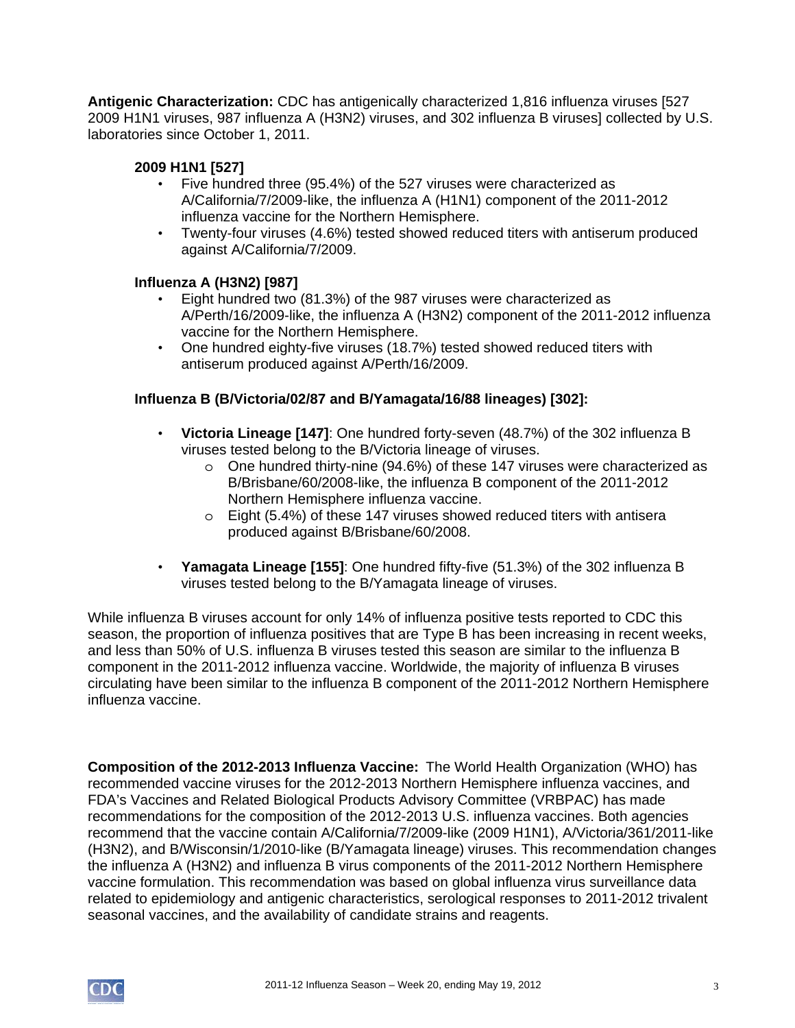**Antigenic Characterization:** CDC has antigenically characterized 1,816 influenza viruses [527 2009 H1N1 viruses, 987 influenza A (H3N2) viruses, and 302 influenza B viruses] collected by U.S. laboratories since October 1, 2011.

**2009 H1N1 [527]**

- Five hundred three (95.4%) of the 527 viruses were characterized as A/California/7/2009-like, the influenza A (H1N1) component of the 2011-2012 influenza vaccine for the Northern Hemisphere.
- Twenty-four viruses (4.6%) tested showed reduced titers with antiserum produced against A/California/7/2009.

**Influenza A (H3N2) [987]**

- Eight hundred two (81.3%) of the 987 viruses were characterized as A/Perth/16/2009-like, the influenza A (H3N2) component of the 2011-2012 influenza vaccine for the Northern Hemisphere.
- One hundred eighty-five viruses (18.7%) tested showed reduced titers with antiserum produced against A/Perth/16/2009.

**Influenza B (B/Victoria/02/87 and B/Yamagata/16/88 lineages) [302]:**

- **Victoria Lineage [147]**: One hundred forty-seven (48.7%) of the 302 influenza B viruses tested belong to the B/Victoria lineage of viruses.
    - One hundred thirty-nine (94.6%) of these 147 viruses were characterized as B/Brisbane/60/2008-like, the influenza B component of the 2011-2012 Northern Hemisphere influenza vaccine.
    - Eight (5.4%) of these 147 viruses showed reduced titers with antisera produced against B/Brisbane/60/2008.
- **Yamagata Lineage [155]**: One hundred fifty-five (51.3%) of the 302 influenza B viruses tested belong to the B/Yamagata lineage of viruses.

While influenza B viruses account for only 14% of influenza positive tests reported to CDC this season, the proportion of influenza positives that are Type B has been increasing in recent weeks, and less than 50% of U.S. influenza B viruses tested this season are similar to the influenza B component in the 2011-2012 influenza vaccine. Worldwide, the majority of influenza B viruses circulating have been similar to the influenza B component of the 2011-2012 Northern Hemisphere influenza vaccine.

**Composition of the 2012-2013 Influenza Vaccine:** The World Health Organization (WHO) has recommended vaccine viruses for the 2012-2013 Northern Hemisphere influenza vaccines, and FDA's Vaccines and Related Biological Products Advisory Committee (VRBPAC) has made recommendations for the composition of the 2012-2013 U.S. influenza vaccines. Both agencies recommend that the vaccine contain A/California/7/2009-like (2009 H1N1), A/Victoria/361/2011-like (H3N2), and B/Wisconsin/1/2010-like (B/Yamagata lineage) viruses. This recommendation changes the influenza A (H3N2) and influenza B virus components of the 2011-2012 Northern Hemisphere vaccine formulation. This recommendation was based on global influenza virus surveillance data related to epidemiology and antigenic characteristics, serological responses to 2011-2012 trivalent seasonal vaccines, and the availability of candidate strains and reagents.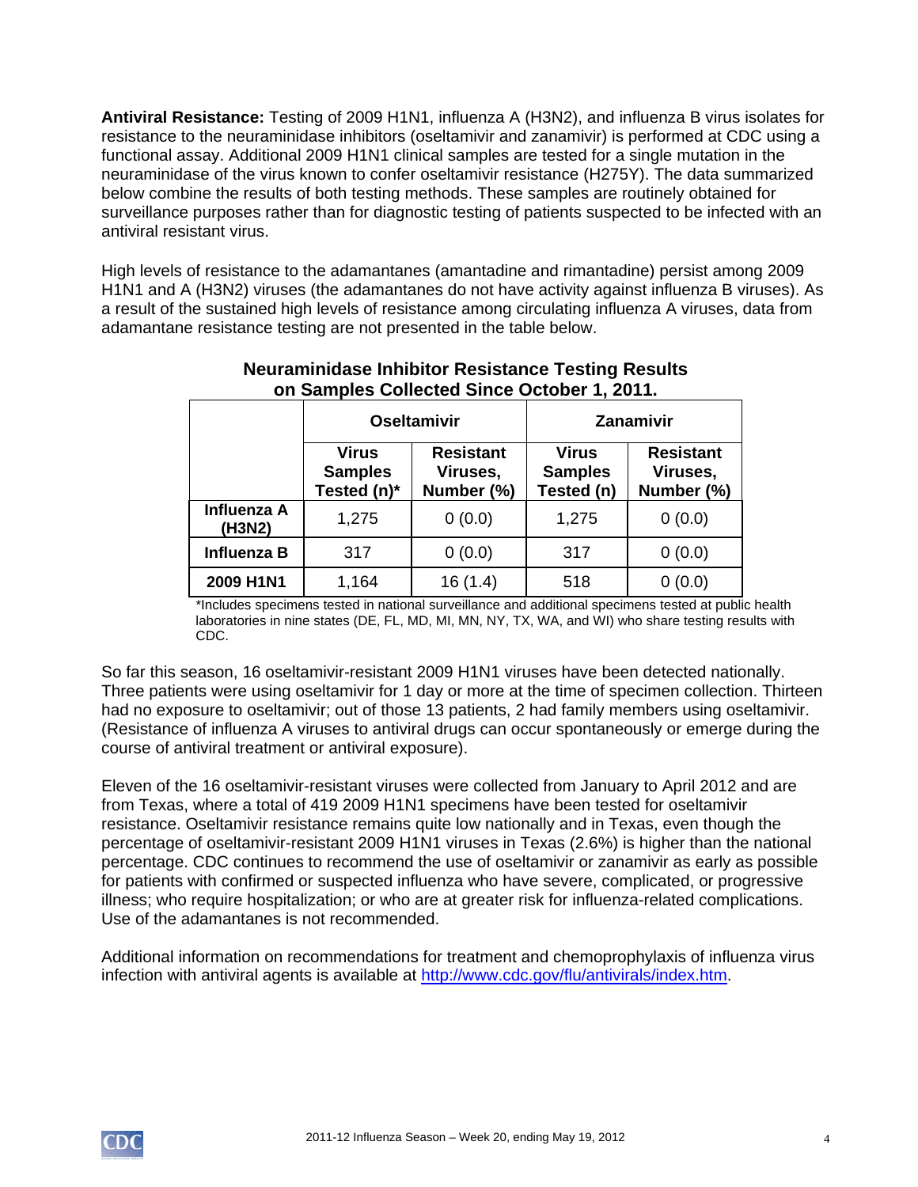**Antiviral Resistance:** Testing of 2009 H1N1, influenza A (H3N2), and influenza B virus isolates for resistance to the neuraminidase inhibitors (oseltamivir and zanamivir) is performed at CDC using a functional assay. Additional 2009 H1N1 clinical samples are tested for a single mutation in the neuraminidase of the virus known to confer oseltamivir resistance (H275Y). The data summarized below combine the results of both testing methods. These samples are routinely obtained for surveillance purposes rather than for diagnostic testing of patients suspected to be infected with an antiviral resistant virus.

High levels of resistance to the adamantanes (amantadine and rimantadine) persist among 2009 H1N1 and A (H3N2) viruses (the adamantanes do not have activity against influenza B viruses). As a result of the sustained high levels of resistance among circulating influenza A viruses, data from adamantane resistance testing are not presented in the table below.

**Neuraminidase Inhibitor Resistance Testing Results on Samples Collected Since October 1, 2011.**

| | Oseltamivir | | Zanamivir | |
|---|---|---|---|---|
| | Virus Samples Tested (n)* | Resistant Viruses, Number (%) | Virus Samples Tested (n) | Resistant Viruses, Number (%) |
| **Influenza A (H3N2)** | 1,275 | 0 (0.0) | 1,275 | 0 (0.0) |
| **Influenza B** | 317 | 0 (0.0) | 317 | 0 (0.0) |
| **2009 H1N1** | 1,164 | 16 (1.4) | 518 | 0 (0.0) |

*Includes specimens tested in national surveillance and additional specimens tested at public health laboratories in nine states (DE, FL, MD, MI, MN, NY, TX, WA, and WI) who share testing results with CDC.

So far this season, 16 oseltamivir-resistant 2009 H1N1 viruses have been detected nationally. Three patients were using oseltamivir for 1 day or more at the time of specimen collection. Thirteen had no exposure to oseltamivir; out of those 13 patients, 2 had family members using oseltamivir. (Resistance of influenza A viruses to antiviral drugs can occur spontaneously or emerge during the course of antiviral treatment or antiviral exposure).

Eleven of the 16 oseltamivir-resistant viruses were collected from January to April 2012 and are from Texas, where a total of 419 2009 H1N1 specimens have been tested for oseltamivir resistance. Oseltamivir resistance remains quite low nationally and in Texas, even though the percentage of oseltamivir-resistant 2009 H1N1 viruses in Texas (2.6%) is higher than the national percentage. CDC continues to recommend the use of oseltamivir or zanamivir as early as possible for patients with confirmed or suspected influenza who have severe, complicated, or progressive illness; who require hospitalization; or who are at greater risk for influenza-related complications. Use of the adamantanes is not recommended.

Additional information on recommendations for treatment and chemoprophylaxis of influenza virus infection with antiviral agents is available at http://www.cdc.gov/flu/antivirals/index.htm.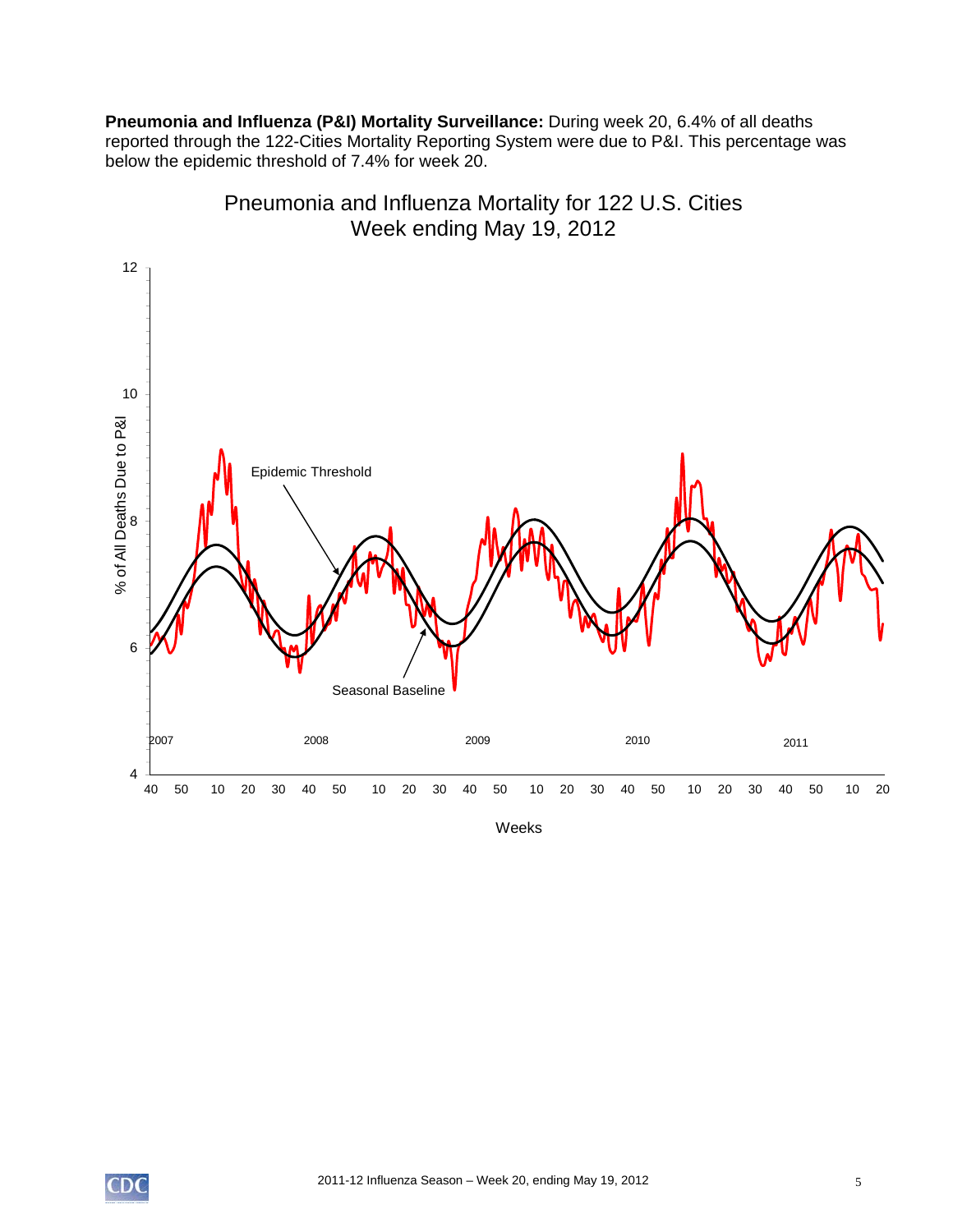**Pneumonia and Influenza (P&I) Mortality Surveillance:** During week 20, 6.4% of all deaths reported through the 122-Cities Mortality Reporting System were due to P&I. This percentage was below the epidemic threshold of 7.4% for week 20.

Pneumonia and Influenza Mortality for 122 U.S. Cities
Week ending May 19, 2012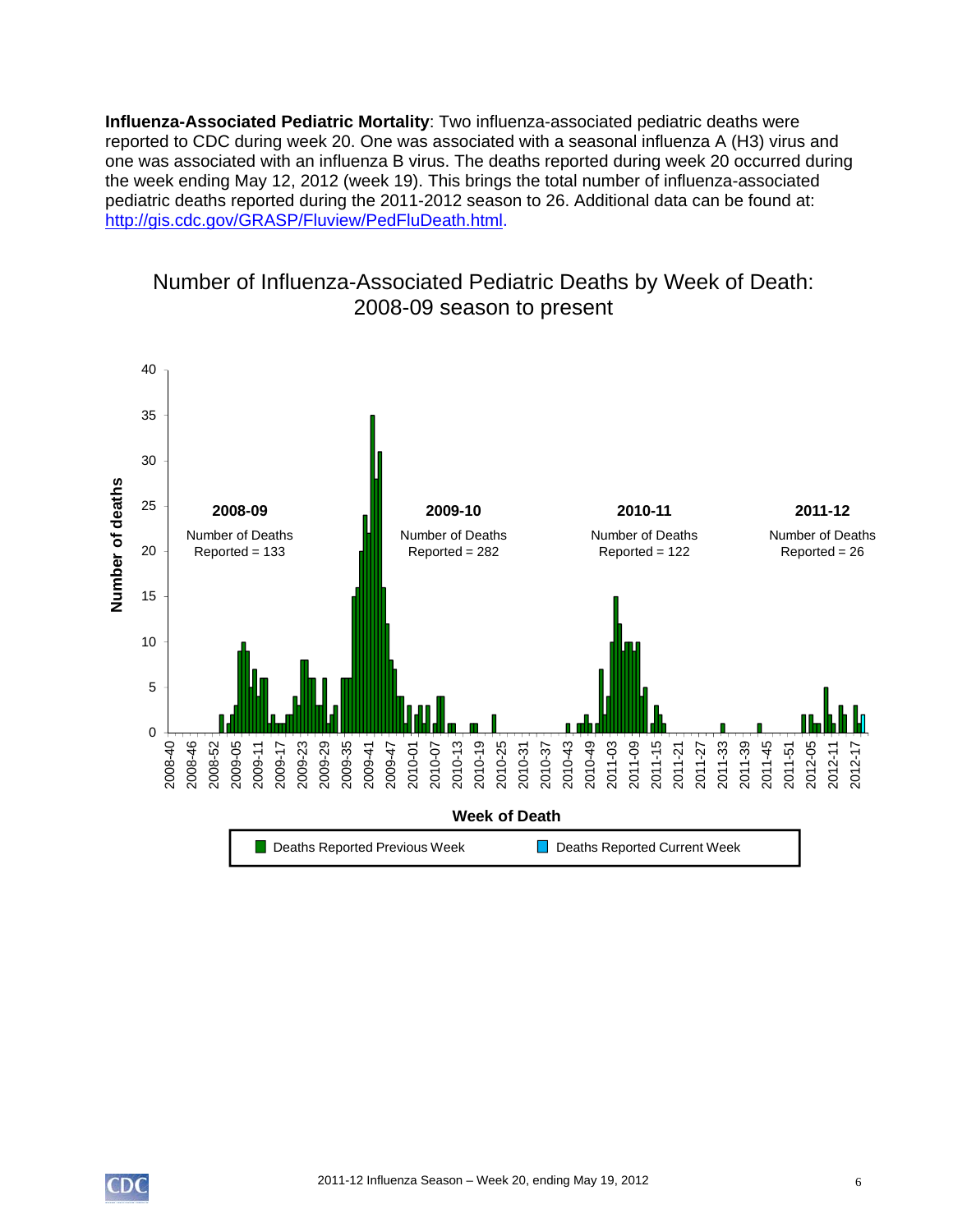**Influenza-Associated Pediatric Mortality**: Two influenza-associated pediatric deaths were reported to CDC during week 20. One was associated with a seasonal influenza A (H3) virus and one was associated with an influenza B virus. The deaths reported during week 20 occurred during the week ending May 12, 2012 (week 19). This brings the total number of influenza-associated pediatric deaths reported during the 2011-2012 season to 26. Additional data can be found at: [http://gis.cdc.gov/GRASP/Fluview/PedFluDeath.html](http://gis.cdc.gov/GRASP/Fluview/PedFluDeath.html).

Number of Influenza-Associated Pediatric Deaths by Week of Death: 2008-09 season to present

2008-09 Number of Deaths Reported = 133

2009-10 Number of Deaths Reported = 282

2010-11 Number of Deaths Reported = 122

2011-12 Number of Deaths Reported = 26

Deaths Reported Previous Week | Deaths Reported Current Week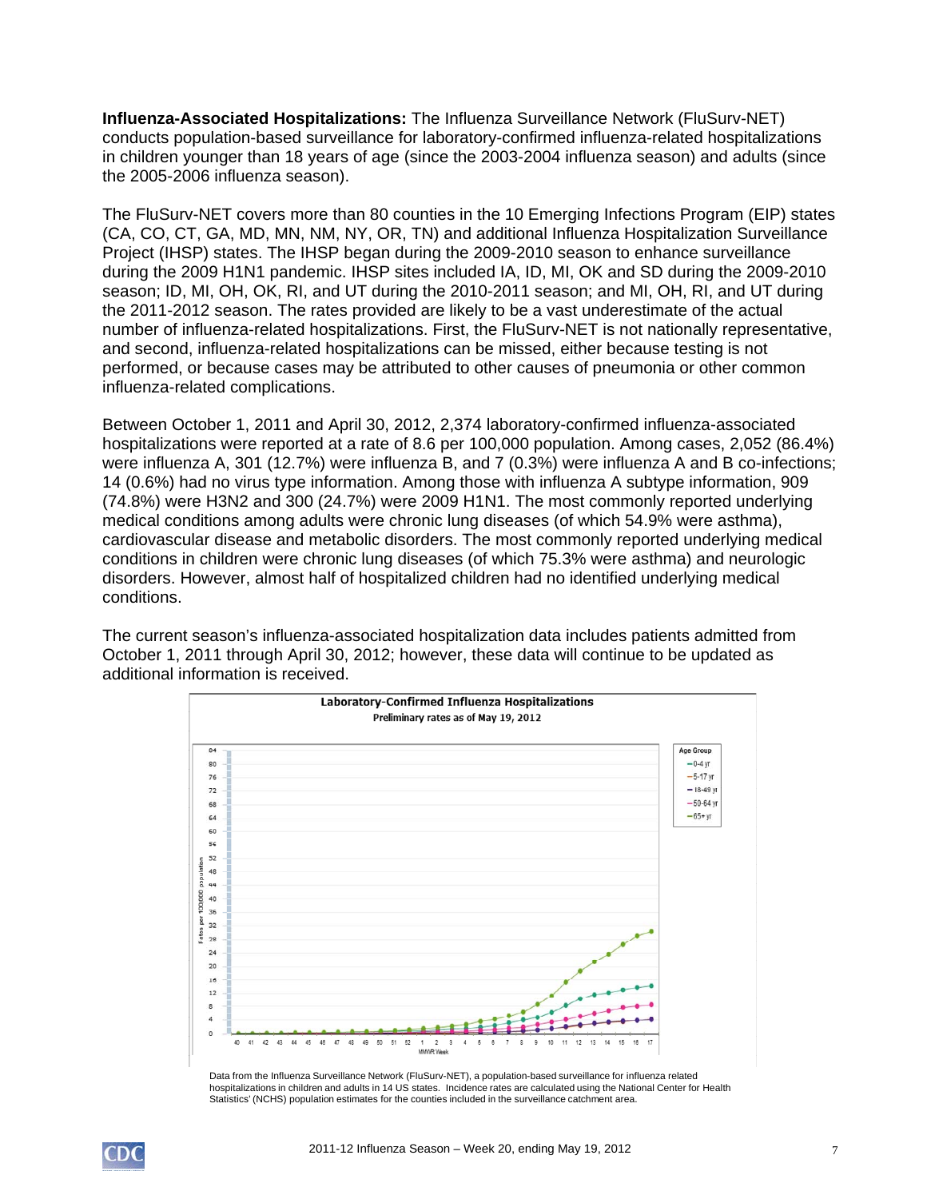**Influenza-Associated Hospitalizations:** The Influenza Surveillance Network (FluSurv-NET) conducts population-based surveillance for laboratory-confirmed influenza-related hospitalizations in children younger than 18 years of age (since the 2003-2004 influenza season) and adults (since the 2005-2006 influenza season).

The FluSurv-NET covers more than 80 counties in the 10 Emerging Infections Program (EIP) states (CA, CO, CT, GA, MD, MN, NM, NY, OR, TN) and additional Influenza Hospitalization Surveillance Project (IHSP) states. The IHSP began during the 2009-2010 season to enhance surveillance during the 2009 H1N1 pandemic. IHSP sites included IA, ID, MI, OK and SD during the 2009-2010 season; ID, MI, OH, OK, RI, and UT during the 2010-2011 season; and MI, OH, RI, and UT during the 2011-2012 season. The rates provided are likely to be a vast underestimate of the actual number of influenza-related hospitalizations. First, the FluSurv-NET is not nationally representative, and second, influenza-related hospitalizations can be missed, either because testing is not performed, or because cases may be attributed to other causes of pneumonia or other common influenza-related complications.

Between October 1, 2011 and April 30, 2012, 2,374 laboratory-confirmed influenza-associated hospitalizations were reported at a rate of 8.6 per 100,000 population. Among cases, 2,052 (86.4%) were influenza A, 301 (12.7%) were influenza B, and 7 (0.3%) were influenza A and B co-infections; 14 (0.6%) had no virus type information. Among those with influenza A subtype information, 909 (74.8%) were H3N2 and 300 (24.7%) were 2009 H1N1. The most commonly reported underlying medical conditions among adults were chronic lung diseases (of which 54.9% were asthma), cardiovascular disease and metabolic disorders. The most commonly reported underlying medical conditions in children were chronic lung diseases (of which 75.3% were asthma) and neurologic disorders. However, almost half of hospitalized children had no identified underlying medical conditions.

The current season's influenza-associated hospitalization data includes patients admitted from October 1, 2011 through April 30, 2012; however, these data will continue to be updated as additional information is received.

**Laboratory-Confirmed Influenza Hospitalizations**

Preliminary rates as of May 19, 2012

Data from the Influenza Surveillance Network (FluSurv-NET), a population-based surveillance for influenza related hospitalizations in children and adults in 14 US states. Incidence rates are calculated using the National Center for Health Statistics' (NCHS) population estimates for the counties included in the surveillance catchment area.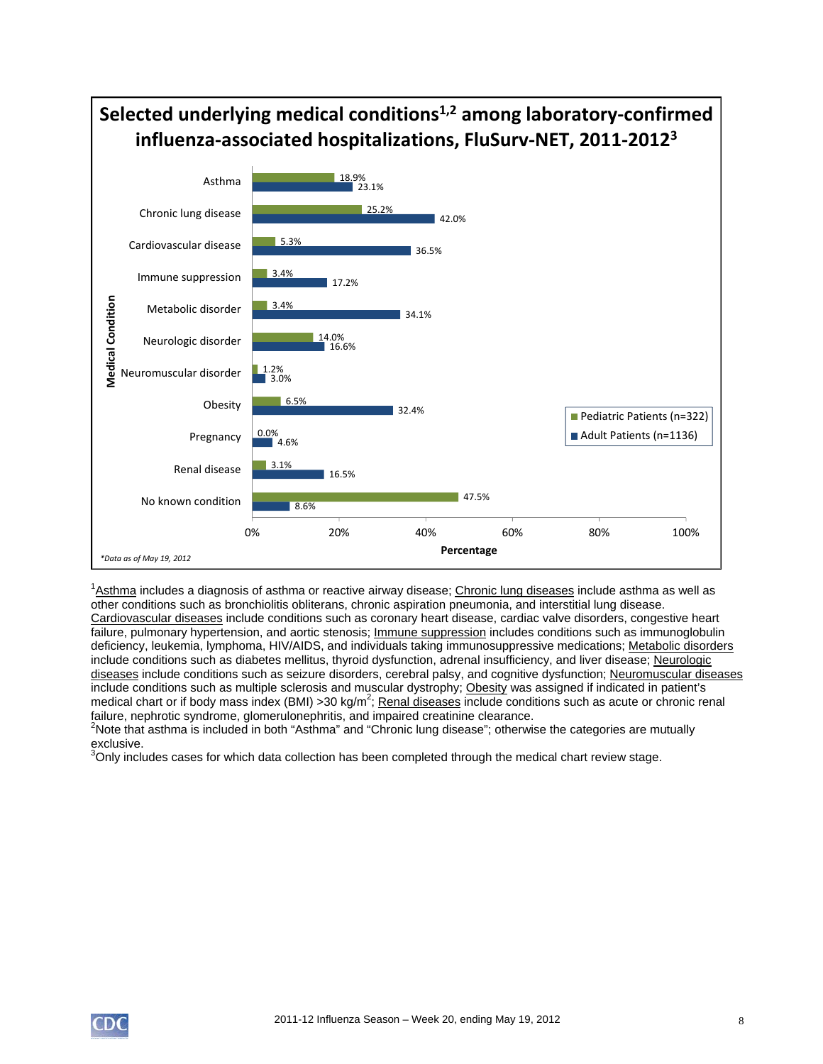## Selected underlying medical conditions[1,2] among laboratory-confirmed influenza-associated hospitalizations, FluSurv-NET, 2011-2012[3]

| Medical Condition | Pediatric Patients (n=322) | Adult Patients (n=1136) |
|---|---|---|
| Asthma | 18.9% | 23.1% |
| Chronic lung disease | 25.2% | 42.0% |
| Cardiovascular disease | 5.3% | 36.5% |
| Immune suppression | 3.4% | 17.2% |
| Metabolic disorder | 3.4% | 34.1% |
| Neurologic disorder | 14.0% | 16.6% |
| Neuromuscular disorder | 1.2% | 3.0% |
| Obesity | 6.5% | 32.4% |
| Pregnancy | 0.0% | 4.6% |
| Renal disease | 3.1% | 16.5% |
| No known condition | 47.5% | 8.6% |

*\*Data as of May 19, 2012*

[1]Asthma includes a diagnosis of asthma or reactive airway disease; Chronic lung diseases include asthma as well as other conditions such as bronchiolitis obliterans, chronic aspiration pneumonia, and interstitial lung disease. Cardiovascular diseases include conditions such as coronary heart disease, cardiac valve disorders, congestive heart failure, pulmonary hypertension, and aortic stenosis; Immune suppression includes conditions such as immunoglobulin deficiency, leukemia, lymphoma, HIV/AIDS, and individuals taking immunosuppressive medications; Metabolic disorders include conditions such as diabetes mellitus, thyroid dysfunction, adrenal insufficiency, and liver disease; Neurologic diseases include conditions such as seizure disorders, cerebral palsy, and cognitive dysfunction; Neuromuscular diseases include conditions such as multiple sclerosis and muscular dystrophy; Obesity was assigned if indicated in patient's medical chart or if body mass index (BMI) >30 kg/m$^2$; Renal diseases include conditions such as acute or chronic renal failure, nephrotic syndrome, glomerulonephritis, and impaired creatinine clearance.

[2]Note that asthma is included in both "Asthma" and "Chronic lung disease"; otherwise the categories are mutually exclusive.

[3]Only includes cases for which data collection has been completed through the medical chart review stage.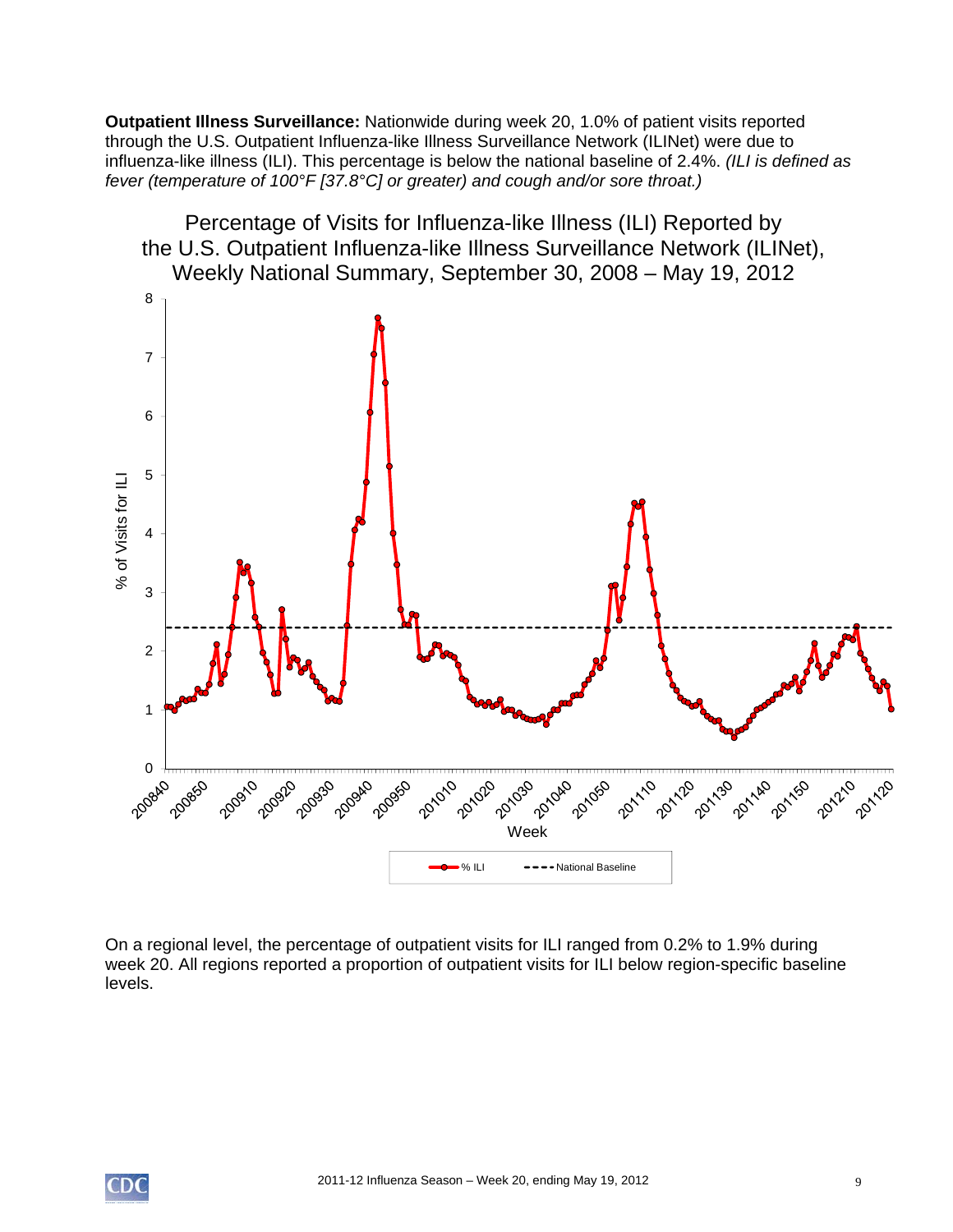**Outpatient Illness Surveillance:** Nationwide during week 20, 1.0% of patient visits reported through the U.S. Outpatient Influenza-like Illness Surveillance Network (ILINet) were due to influenza-like illness (ILI). This percentage is below the national baseline of 2.4%. *(ILI is defined as fever (temperature of 100°F [37.8°C] or greater) and cough and/or sore throat.)*

Percentage of Visits for Influenza-like Illness (ILI) Reported by the U.S. Outpatient Influenza-like Illness Surveillance Network (ILINet), Weekly National Summary, September 30, 2008 – May 19, 2012

On a regional level, the percentage of outpatient visits for ILI ranged from 0.2% to 1.9% during week 20. All regions reported a proportion of outpatient visits for ILI below region-specific baseline levels.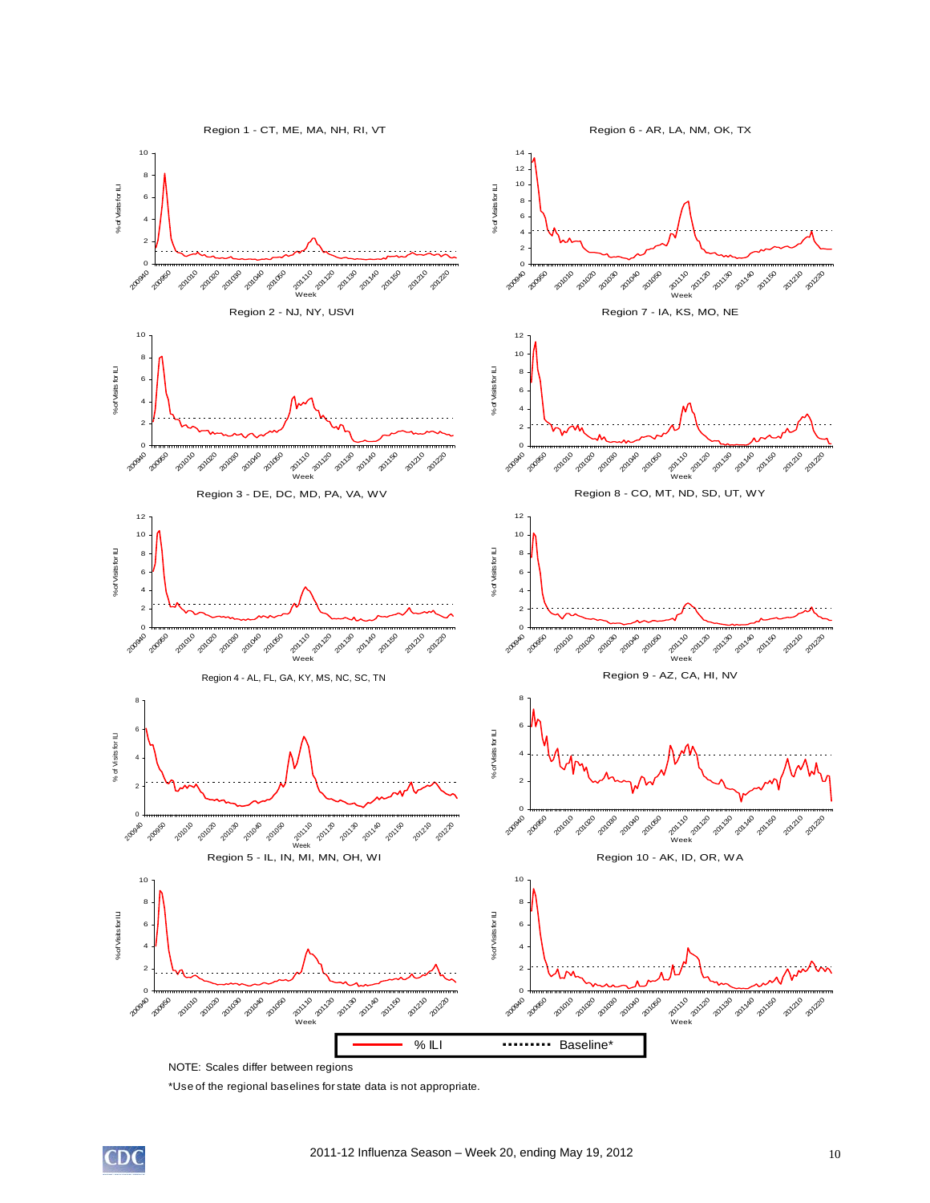Region 1 - CT, ME, MA, NH, RI, VT

Region 6 - AR, LA, NM, OK, TX

Region 2 - NJ, NY, USVI

Region 7 - IA, KS, MO, NE

Region 3 - DE, DC, MD, PA, VA, WV

Region 8 - CO, MT, ND, SD, UT, WY

Region 4 - AL, FL, GA, KY, MS, NC, SC, TN

Region 9 - AZ, CA, HI, NV

Region 5 - IL, IN, MI, MN, OH, WI

Region 10 - AK, ID, OR, WA

% ILI ········ Baseline*

NOTE: Scales differ between regions

*Use of the regional baselines for state data is not appropriate.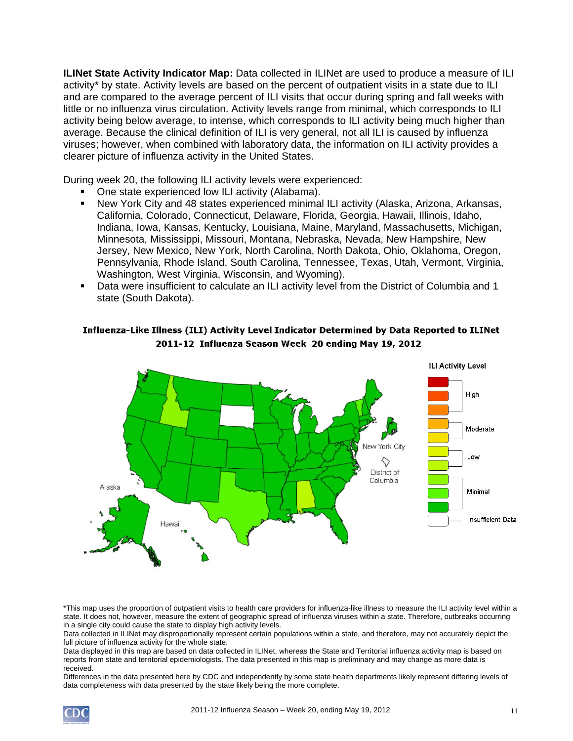**ILINet State Activity Indicator Map:** Data collected in ILINet are used to produce a measure of ILI activity* by state. Activity levels are based on the percent of outpatient visits in a state due to ILI and are compared to the average percent of ILI visits that occur during spring and fall weeks with little or no influenza virus circulation. Activity levels range from minimal, which corresponds to ILI activity being below average, to intense, which corresponds to ILI activity being much higher than average. Because the clinical definition of ILI is very general, not all ILI is caused by influenza viruses; however, when combined with laboratory data, the information on ILI activity provides a clearer picture of influenza activity in the United States.

During week 20, the following ILI activity levels were experienced:

- One state experienced low ILI activity (Alabama).
- New York City and 48 states experienced minimal ILI activity (Alaska, Arizona, Arkansas, California, Colorado, Connecticut, Delaware, Florida, Georgia, Hawaii, Illinois, Idaho, Indiana, Iowa, Kansas, Kentucky, Louisiana, Maine, Maryland, Massachusetts, Michigan, Minnesota, Mississippi, Missouri, Montana, Nebraska, Nevada, New Hampshire, New Jersey, New Mexico, New York, North Carolina, North Dakota, Ohio, Oklahoma, Oregon, Pennsylvania, Rhode Island, South Carolina, Tennessee, Texas, Utah, Vermont, Virginia, Washington, West Virginia, Wisconsin, and Wyoming).
- Data were insufficient to calculate an ILI activity level from the District of Columbia and 1 state (South Dakota).

**Influenza-Like Illness (ILI) Activity Level Indicator Determined by Data Reported to ILINet**
**2011-12 Influenza Season Week 20 ending May 19, 2012**

*This map uses the proportion of outpatient visits to health care providers for influenza-like illness to measure the ILI activity level within a state. It does not, however, measure the extent of geographic spread of influenza viruses within a state. Therefore, outbreaks occurring in a single city could cause the state to display high activity levels.

Data collected in ILINet may disproportionally represent certain populations within a state, and therefore, may not accurately depict the full picture of influenza activity for the whole state.

Data displayed in this map are based on data collected in ILINet, whereas the State and Territorial influenza activity map is based on reports from state and territorial epidemiologists. The data presented in this map is preliminary and may change as more data is received.

Differences in the data presented here by CDC and independently by some state health departments likely represent differing levels of data completeness with data presented by the state likely being the more complete.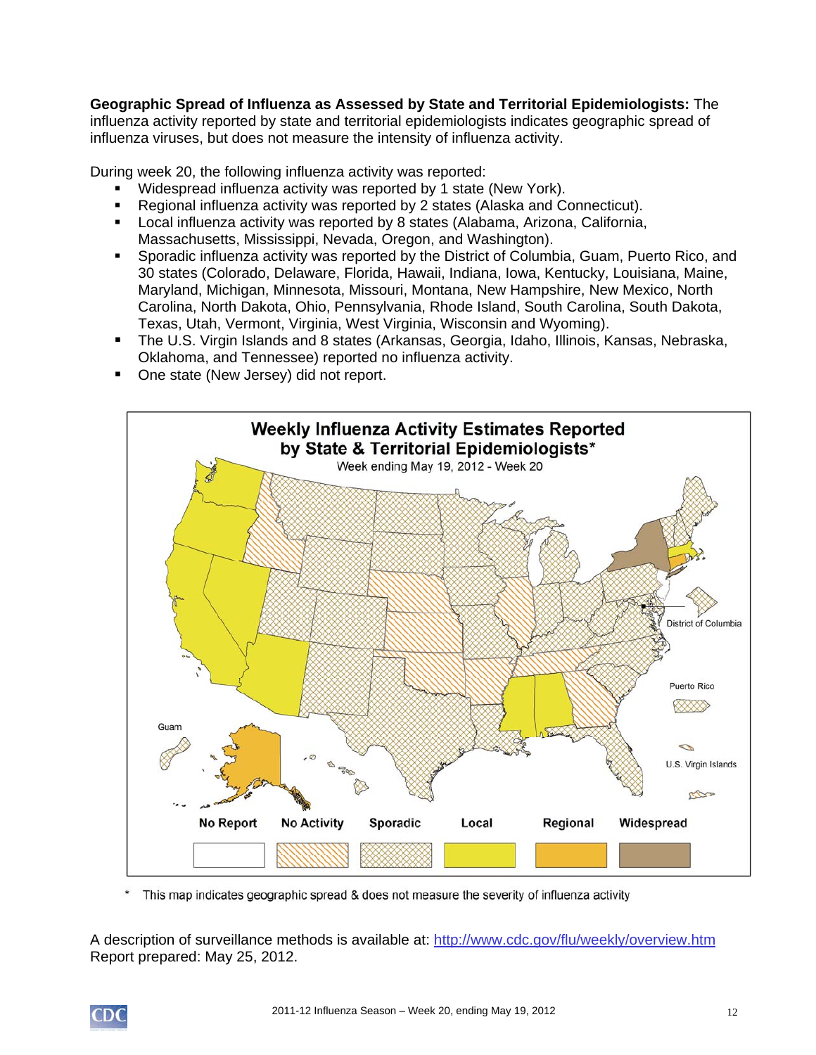**Geographic Spread of Influenza as Assessed by State and Territorial Epidemiologists:** The influenza activity reported by state and territorial epidemiologists indicates geographic spread of influenza viruses, but does not measure the intensity of influenza activity.

During week 20, the following influenza activity was reported:

- Widespread influenza activity was reported by 1 state (New York).
- Regional influenza activity was reported by 2 states (Alaska and Connecticut).
- Local influenza activity was reported by 8 states (Alabama, Arizona, California, Massachusetts, Mississippi, Nevada, Oregon, and Washington).
- Sporadic influenza activity was reported by the District of Columbia, Guam, Puerto Rico, and 30 states (Colorado, Delaware, Florida, Hawaii, Indiana, Iowa, Kentucky, Louisiana, Maine, Maryland, Michigan, Minnesota, Missouri, Montana, New Hampshire, New Mexico, North Carolina, North Dakota, Ohio, Pennsylvania, Rhode Island, South Carolina, South Dakota, Texas, Utah, Vermont, Virginia, West Virginia, Wisconsin and Wyoming).
- The U.S. Virgin Islands and 8 states (Arkansas, Georgia, Idaho, Illinois, Kansas, Nebraska, Oklahoma, and Tennessee) reported no influenza activity.
- One state (New Jersey) did not report.

**Weekly Influenza Activity Estimates Reported by State & Territorial Epidemiologists***

Week ending May 19, 2012 - Week 20

\* This map indicates geographic spread & does not measure the severity of influenza activity

A description of surveillance methods is available at: http://www.cdc.gov/flu/weekly/overview.htm

Report prepared: May 25, 2012.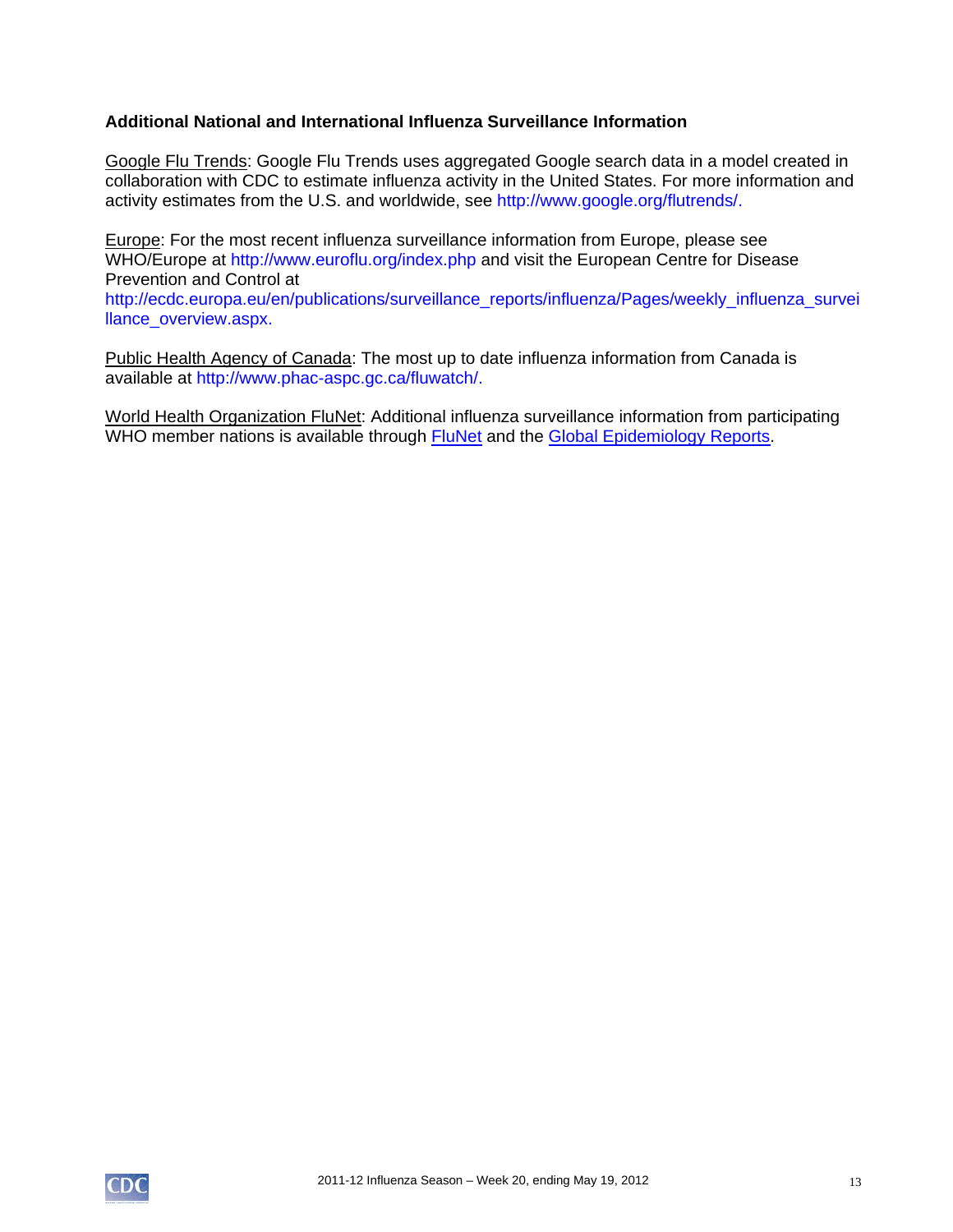### Additional National and International Influenza Surveillance Information

Google Flu Trends: Google Flu Trends uses aggregated Google search data in a model created in collaboration with CDC to estimate influenza activity in the United States. For more information and activity estimates from the U.S. and worldwide, see http://www.google.org/flutrends/.

Europe: For the most recent influenza surveillance information from Europe, please see WHO/Europe at http://www.euroflu.org/index.php and visit the European Centre for Disease Prevention and Control at http://ecdc.europa.eu/en/publications/surveillance_reports/influenza/Pages/weekly_influenza_surveillance_overview.aspx.

Public Health Agency of Canada: The most up to date influenza information from Canada is available at http://www.phac-aspc.gc.ca/fluwatch/.

World Health Organization FluNet: Additional influenza surveillance information from participating WHO member nations is available through FluNet and the Global Epidemiology Reports.